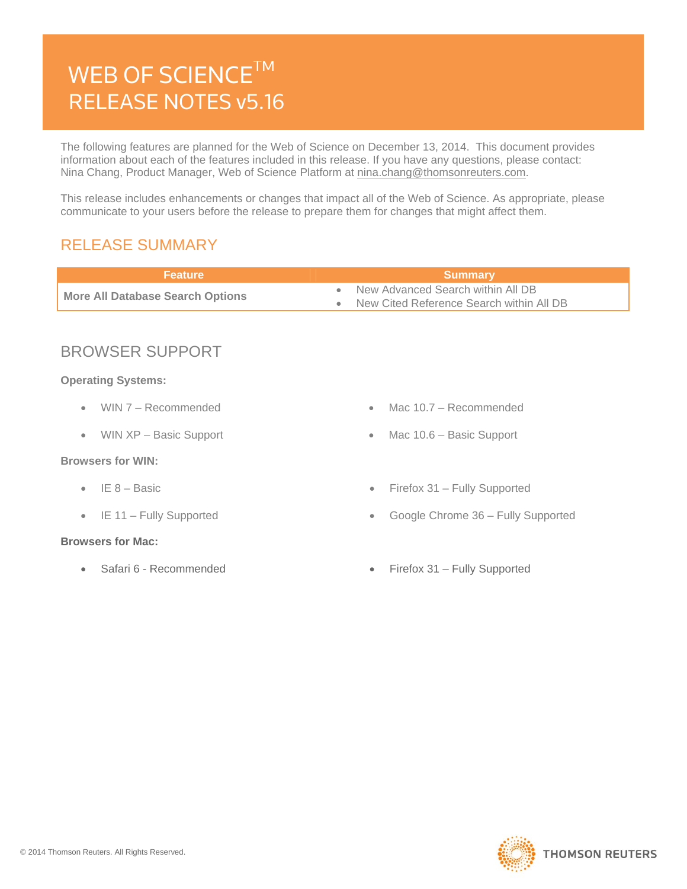# WEB OF SCIENCE™ RELEASE NOTES v5.16

The following features are planned for the Web of Science on December 13, 2014. This document provides information about each of the features included in this release. If you have any questions, please contact: Nina Chang, Product Manager, Web of Science Platform at nina.chang@thomsonreuters.com.

This release includes enhancements or changes that impact all of the Web of Science. As appropriate, please communicate to your users before the release to prepare them for changes that might affect them.

## RELEASE SUMMARY

| Feature | Summary |
| --- | --- |
| **More All Database Search Options** | • New Advanced Search within All DB<br>• New Cited Reference Search within All DB |

## BROWSER SUPPORT

**Operating Systems:**

- WIN 7 – Recommended
- WIN XP – Basic Support
- Mac 10.7 – Recommended
- Mac 10.6 – Basic Support

**Browsers for WIN:**

- IE 8 – Basic
- IE 11 – Fully Supported
- Firefox 31 – Fully Supported
- Google Chrome 36 – Fully Supported

**Browsers for Mac:**

- Safari 6 - Recommended
- Firefox 31 – Fully Supported

© 2014 Thomson Reuters. All Rights Reserved.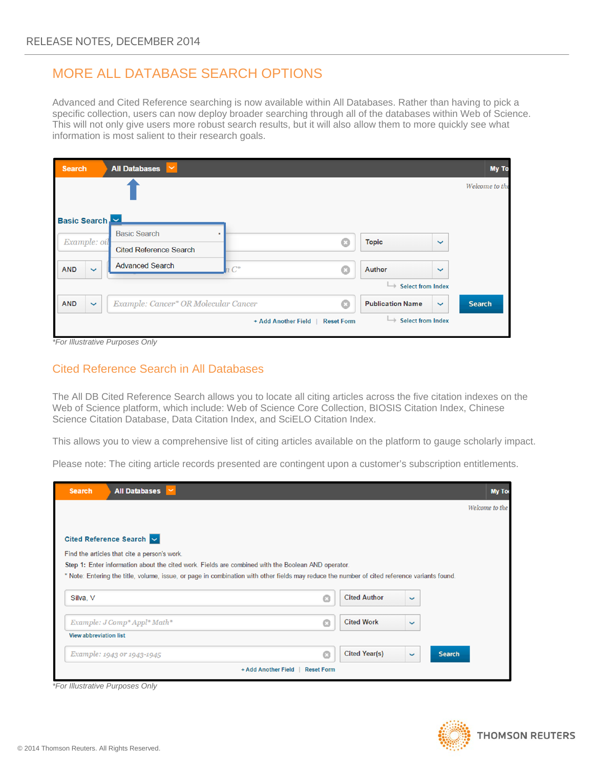# MORE ALL DATABASE SEARCH OPTIONS

Advanced and Cited Reference searching is now available within All Databases. Rather than having to pick a specific collection, users can now deploy broader searching through all of the databases within Web of Science. This will not only give users more robust search results, but it will also allow them to more quickly see what information is most salient to their research goals.

*For Illustrative Purposes Only

## Cited Reference Search in All Databases

The All DB Cited Reference Search allows you to locate all citing articles across the five citation indexes on the Web of Science platform, which include: Web of Science Core Collection, BIOSIS Citation Index, Chinese Science Citation Database, Data Citation Index, and SciELO Citation Index.

This allows you to view a comprehensive list of citing articles available on the platform to gauge scholarly impact.

Please note: The citing article records presented are contingent upon a customer's subscription entitlements.

*For Illustrative Purposes Only

© 2014 Thomson Reuters. All Rights Reserved.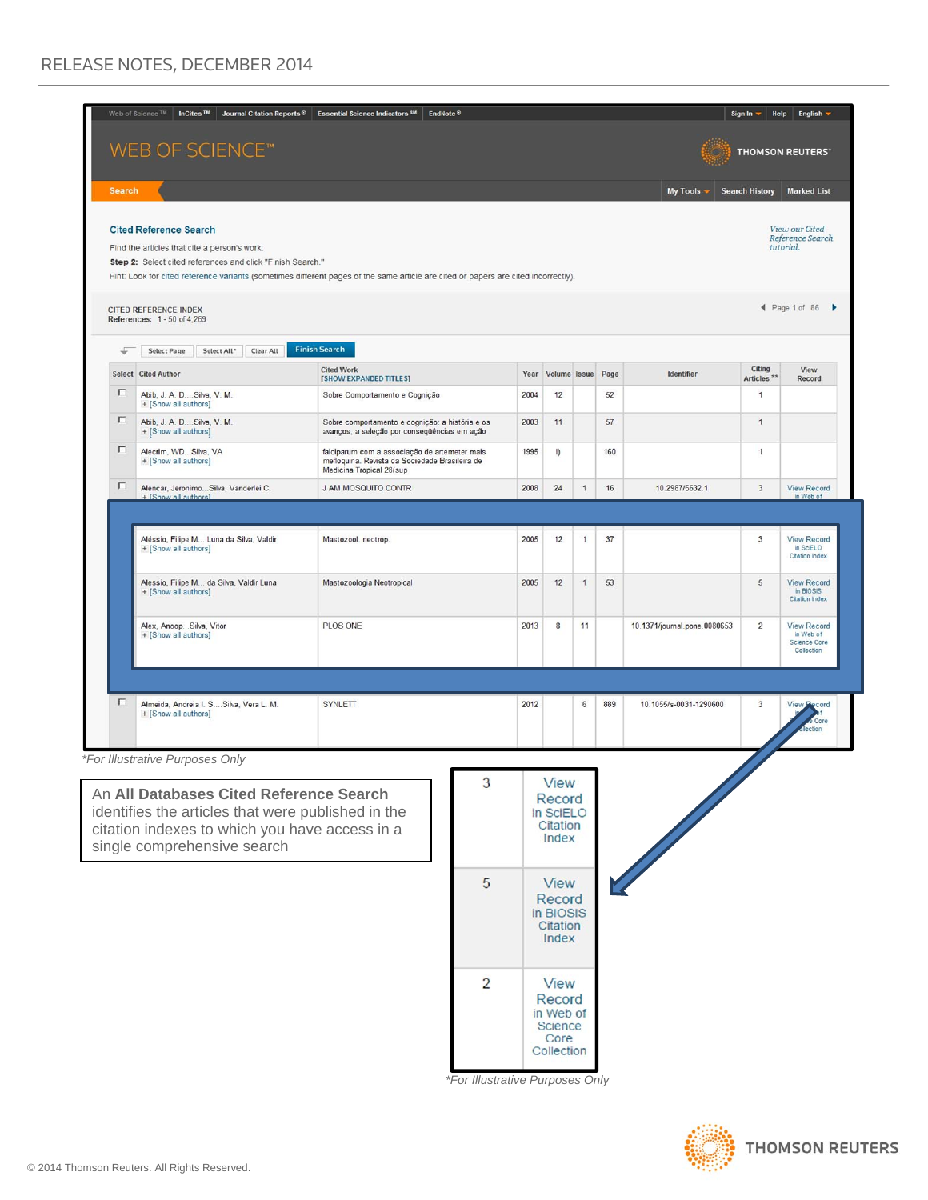*For Illustrative Purposes Only*

An **All Databases Cited Reference Search** identifies the articles that were published in the citation indexes to which you have access in a single comprehensive search

*For Illustrative Purposes Only*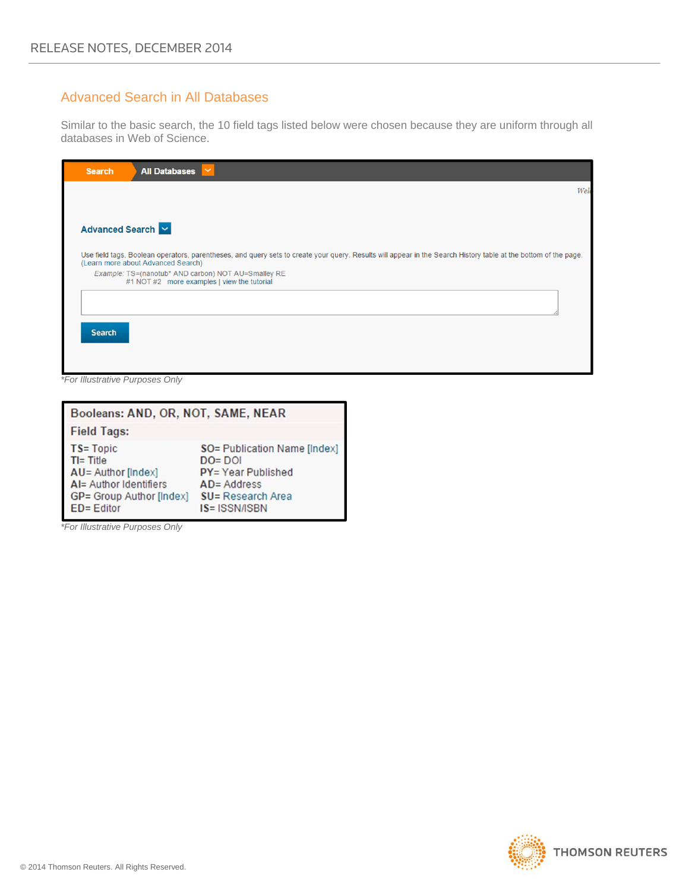## Advanced Search in All Databases

Similar to the basic search, the 10 field tags listed below were chosen because they are uniform through all databases in Web of Science.

Search | All Databases

Advanced Search

Use field tags, Boolean operators, parentheses, and query sets to create your query. Results will appear in the Search History table at the bottom of the page. (Learn more about Advanced Search)

*Example:* TS=(nanotub* AND carbon) NOT AU=Smalley RE
#1 NOT #2 more examples | view the tutorial

Search

*\*For Illustrative Purposes Only*

**Booleans: AND, OR, NOT, SAME, NEAR**

**Field Tags:**

| | |
|---|---|
| **TS**= Topic | **SO**= Publication Name [Index] |
| **TI**= Title | **DO**= DOI |
| **AU**= Author [Index] | **PY**= Year Published |
| **AI**= Author Identifiers | **AD**= Address |
| **GP**= Group Author [Index] | **SU**= Research Area |
| **ED**= Editor | **IS**= ISSN/ISBN |

*\*For Illustrative Purposes Only*